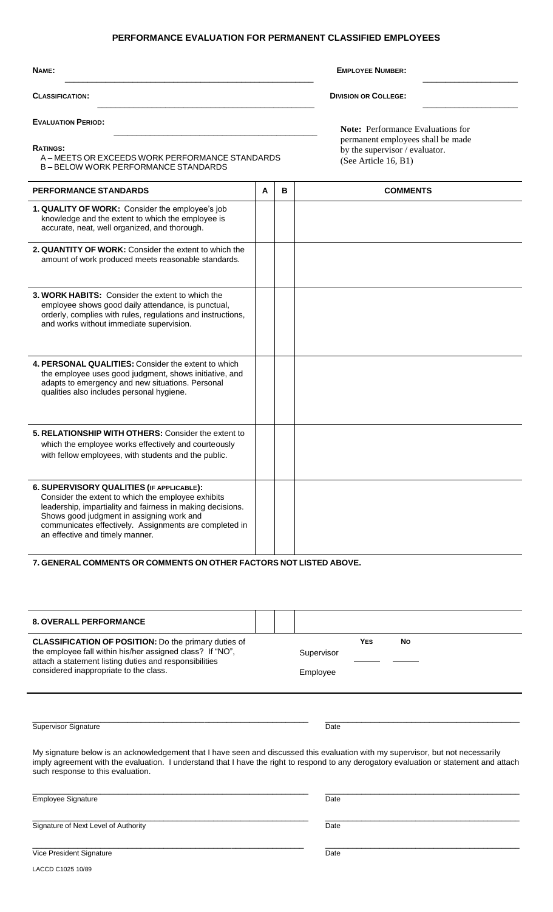# PERFORMANCE EVALUATION FOR PERMANENT CLASSIFIED EMPLOYEES

**NAME:** ______________________________________________ **EMPLOYEE NUMBER:** ____________________

**CLASSIFICATION:** ______________________________________________ **DIVISION OR COLLEGE:** ____________________

**EVALUATION PERIOD:** ______________________________________________

**RATINGS:**
A – MEETS OR EXCEEDS WORK PERFORMANCE STANDARDS
B – BELOW WORK PERFORMANCE STANDARDS

**Note:** Performance Evaluations for permanent employees shall be made by the supervisor / evaluator. (See Article 16, B1)

| PERFORMANCE STANDARDS | A | B | COMMENTS |
|---|---|---|---|
| **1. QUALITY OF WORK:** Consider the employee's job knowledge and the extent to which the employee is accurate, neat, well organized, and thorough. | | | |
| **2. QUANTITY OF WORK:** Consider the extent to which the amount of work produced meets reasonable standards. | | | |
| **3. WORK HABITS:** Consider the extent to which the employee shows good daily attendance, is punctual, orderly, complies with rules, regulations and instructions, and works without immediate supervision. | | | |
| **4. PERSONAL QUALITIES:** Consider the extent to which the employee uses good judgment, shows initiative, and adapts to emergency and new situations. Personal qualities also includes personal hygiene. | | | |
| **5. RELATIONSHIP WITH OTHERS:** Consider the extent to which the employee works effectively and courteously with fellow employees, with students and the public. | | | |
| **6. SUPERVISORY QUALITIES (IF APPLICABLE):** Consider the extent to which the employee exhibits leadership, impartiality and fairness in making decisions. Shows good judgment in assigning work and communicates effectively. Assignments are completed in an effective and timely manner. | | | |

**7. GENERAL COMMENTS OR COMMENTS ON OTHER FACTORS NOT LISTED ABOVE.**

| **8. OVERALL PERFORMANCE** | | | |
|---|---|---|---|

**CLASSIFICATION OF POSITION:** Do the primary duties of the employee fall within his/her assigned class? If "NO", attach a statement listing duties and responsibilities considered inappropriate to the class.

| | YES | NO |
|---|---|---|
| Supervisor | ______ | ______ |
| Employee | | |

______________________________________________ ______________________
Supervisor Signature Date

My signature below is an acknowledgement that I have seen and discussed this evaluation with my supervisor, but not necessarily imply agreement with the evaluation. I understand that I have the right to respond to any derogatory evaluation or statement and attach such response to this evaluation.

______________________________________________ ______________________
Employee Signature Date

______________________________________________ ______________________
Signature of Next Level of Authority Date

______________________________________________ ______________________
Vice President Signature Date

LACCD C1025 10/89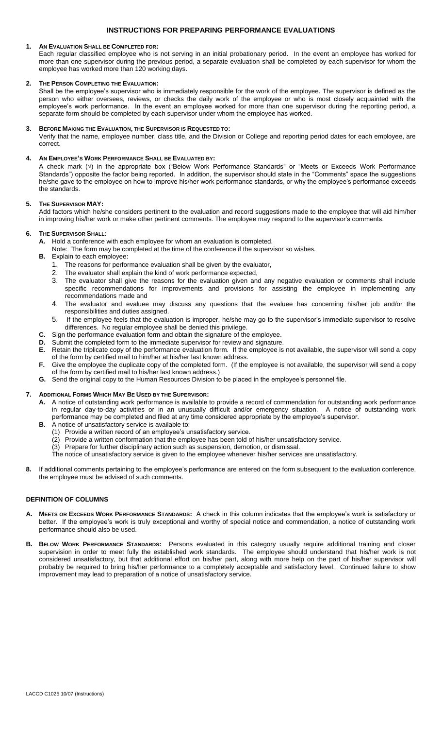# INSTRUCTIONS FOR PREPARING PERFORMANCE EVALUATIONS

**1. AN EVALUATION SHALL BE COMPLETED FOR:**

Each regular classified employee who is not serving in an initial probationary period. In the event an employee has worked for more than one supervisor during the previous period, a separate evaluation shall be completed by each supervisor for whom the employee has worked more than 120 working days.

**2. THE PERSON COMPLETING THE EVALUATION:**

Shall be the employee's supervisor who is immediately responsible for the work of the employee. The supervisor is defined as the person who either oversees, reviews, or checks the daily work of the employee or who is most closely acquainted with the employee's work performance. In the event an employee worked for more than one supervisor during the reporting period, a separate form should be completed by each supervisor under whom the employee has worked.

**3. BEFORE MAKING THE EVALUATION, THE SUPERVISOR IS REQUESTED TO:**

Verify that the name, employee number, class title, and the Division or College and reporting period dates for each employee, are correct.

**4. AN EMPLOYEE'S WORK PERFORMANCE SHALL BE EVALUATED BY:**

A check mark (√) in the appropriate box ("Below Work Performance Standards" or "Meets or Exceeds Work Performance Standards") opposite the factor being reported. In addition, the supervisor should state in the "Comments" space the suggestions he/she gave to the employee on how to improve his/her work performance standards, or why the employee's performance exceeds the standards.

**5. THE SUPERVISOR MAY:**

Add factors which he/she considers pertinent to the evaluation and record suggestions made to the employee that will aid him/her in improving his/her work or make other pertinent comments. The employee may respond to the supervisor's comments.

**6. THE SUPERVISOR SHALL:**

- **A.** Hold a conference with each employee for whom an evaluation is completed.
  Note: The form may be completed at the time of the conference if the supervisor so wishes.
- **B.** Explain to each employee:
  1. The reasons for performance evaluation shall be given by the evaluator,
  2. The evaluator shall explain the kind of work performance expected,
  3. The evaluator shall give the reasons for the evaluation given and any negative evaluation or comments shall include specific recommendations for improvements and provisions for assisting the employee in implementing any recommendations made and
  4. The evaluator and evaluee may discuss any questions that the evaluee has concerning his/her job and/or the responsibilities and duties assigned.
  5. If the employee feels that the evaluation is improper, he/she may go to the supervisor's immediate supervisor to resolve differences. No regular employee shall be denied this privilege.
- **C.** Sign the performance evaluation form and obtain the signature of the employee.
- **D.** Submit the completed form to the immediate supervisor for review and signature.
- **E.** Retain the triplicate copy of the performance evaluation form. If the employee is not available, the supervisor will send a copy of the form by certified mail to him/her at his/her last known address.
- **F.** Give the employee the duplicate copy of the completed form. (If the employee is not available, the supervisor will send a copy of the form by certified mail to his/her last known address.)
- **G.** Send the original copy to the Human Resources Division to be placed in the employee's personnel file.

**7. ADDITIONAL FORMS WHICH MAY BE USED BY THE SUPERVISOR:**

- **A.** A notice of outstanding work performance is available to provide a record of commendation for outstanding work performance in regular day-to-day activities or in an unusually difficult and/or emergency situation. A notice of outstanding work performance may be completed and filed at any time considered appropriate by the employee's supervisor.
- **B.** A notice of unsatisfactory service is available to:
  (1) Provide a written record of an employee's unsatisfactory service.
  (2) Provide a written conformation that the employee has been told of his/her unsatisfactory service.
  (3) Prepare for further disciplinary action such as suspension, demotion, or dismissal.
  The notice of unsatisfactory service is given to the employee whenever his/her services are unsatisfactory.

**8.** If additional comments pertaining to the employee's performance are entered on the form subsequent to the evaluation conference, the employee must be advised of such comments.

## DEFINITION OF COLUMNS

**A. MEETS OR EXCEEDS WORK PERFORMANCE STANDARDS:** A check in this column indicates that the employee's work is satisfactory or better. If the employee's work is truly exceptional and worthy of special notice and commendation, a notice of outstanding work performance should also be used.

**B. BELOW WORK PERFORMANCE STANDARDS:** Persons evaluated in this category usually require additional training and closer supervision in order to meet fully the established work standards. The employee should understand that his/her work is not considered unsatisfactory, but that additional effort on his/her part, along with more help on the part of his/her supervisor will probably be required to bring his/her performance to a completely acceptable and satisfactory level. Continued failure to show improvement may lead to preparation of a notice of unsatisfactory service.

LACCD C1025 10/07 (Instructions)